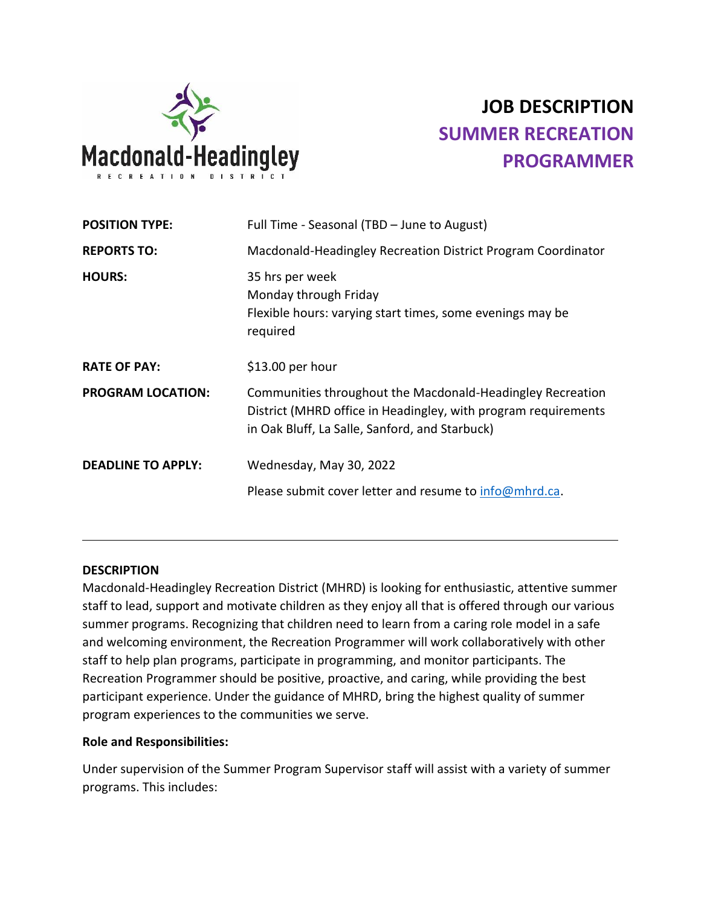Macdonald-Headingley
RECREATION DISTRICT

# JOB DESCRIPTION
## SUMMER RECREATION PROGRAMMER

| | |
|---|---|
| **POSITION TYPE:** | Full Time - Seasonal (TBD – June to August) |
| **REPORTS TO:** | Macdonald-Headingley Recreation District Program Coordinator |
| **HOURS:** | 35 hrs per week<br>Monday through Friday<br>Flexible hours: varying start times, some evenings may be required |
| **RATE OF PAY:** | $13.00 per hour |
| **PROGRAM LOCATION:** | Communities throughout the Macdonald-Headingley Recreation District (MHRD office in Headingley, with program requirements in Oak Bluff, La Salle, Sanford, and Starbuck) |
| **DEADLINE TO APPLY:** | Wednesday, May 30, 2022<br>Please submit cover letter and resume to info@mhrd.ca. |

---

**DESCRIPTION**

Macdonald-Headingley Recreation District (MHRD) is looking for enthusiastic, attentive summer staff to lead, support and motivate children as they enjoy all that is offered through our various summer programs. Recognizing that children need to learn from a caring role model in a safe and welcoming environment, the Recreation Programmer will work collaboratively with other staff to help plan programs, participate in programming, and monitor participants. The Recreation Programmer should be positive, proactive, and caring, while providing the best participant experience. Under the guidance of MHRD, bring the highest quality of summer program experiences to the communities we serve.

**Role and Responsibilities:**

Under supervision of the Summer Program Supervisor staff will assist with a variety of summer programs. This includes: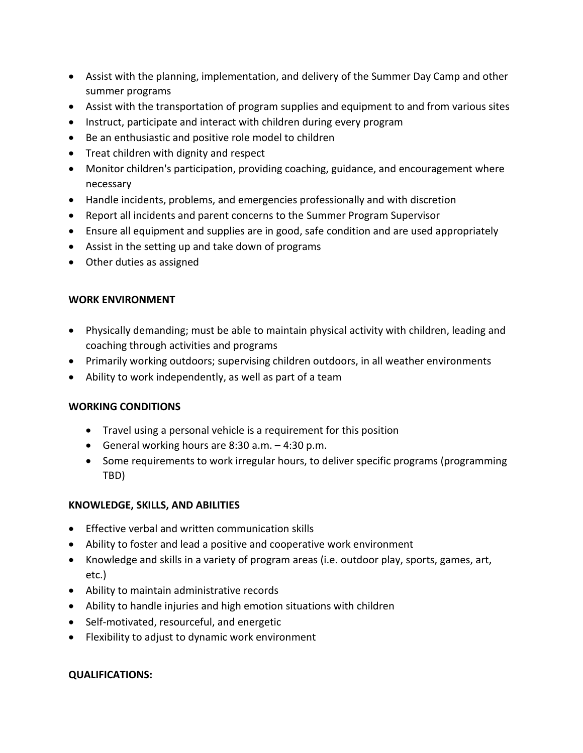- Assist with the planning, implementation, and delivery of the Summer Day Camp and other summer programs
- Assist with the transportation of program supplies and equipment to and from various sites
- Instruct, participate and interact with children during every program
- Be an enthusiastic and positive role model to children
- Treat children with dignity and respect
- Monitor children's participation, providing coaching, guidance, and encouragement where necessary
- Handle incidents, problems, and emergencies professionally and with discretion
- Report all incidents and parent concerns to the Summer Program Supervisor
- Ensure all equipment and supplies are in good, safe condition and are used appropriately
- Assist in the setting up and take down of programs
- Other duties as assigned

**WORK ENVIRONMENT**

- Physically demanding; must be able to maintain physical activity with children, leading and coaching through activities and programs
- Primarily working outdoors; supervising children outdoors, in all weather environments
- Ability to work independently, as well as part of a team

**WORKING CONDITIONS**

- Travel using a personal vehicle is a requirement for this position
- General working hours are 8:30 a.m. – 4:30 p.m.
- Some requirements to work irregular hours, to deliver specific programs (programming TBD)

**KNOWLEDGE, SKILLS, AND ABILITIES**

- Effective verbal and written communication skills
- Ability to foster and lead a positive and cooperative work environment
- Knowledge and skills in a variety of program areas (i.e. outdoor play, sports, games, art, etc.)
- Ability to maintain administrative records
- Ability to handle injuries and high emotion situations with children
- Self-motivated, resourceful, and energetic
- Flexibility to adjust to dynamic work environment

**QUALIFICATIONS:**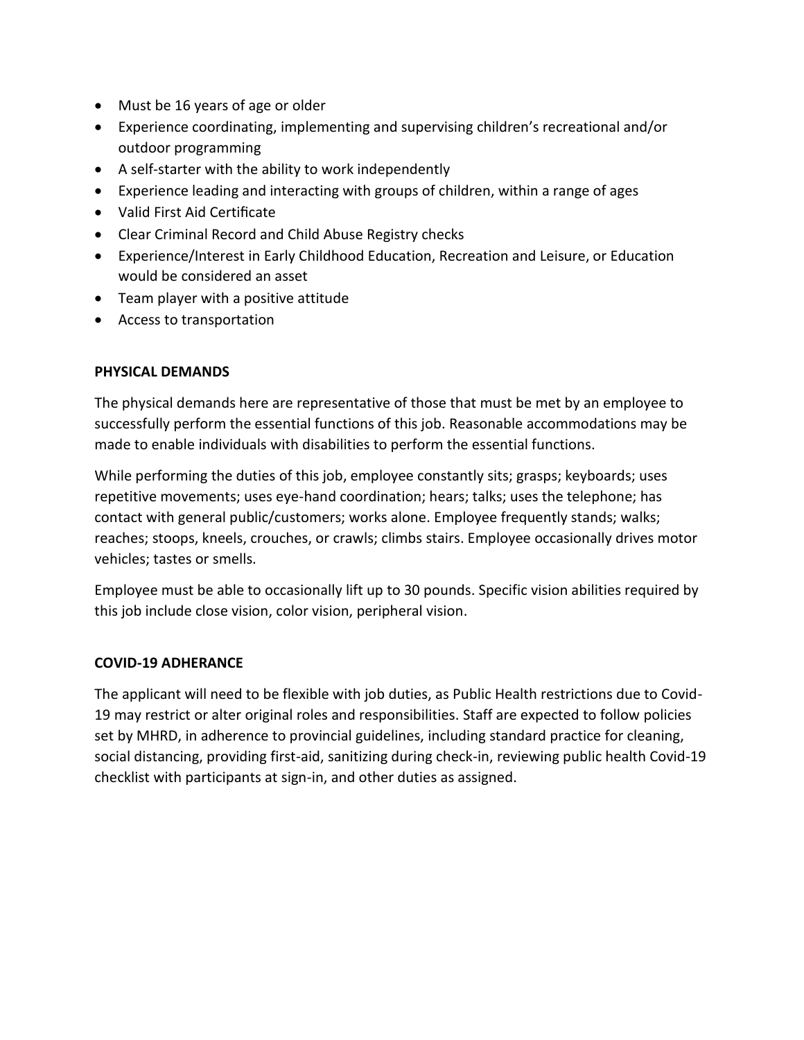- Must be 16 years of age or older
- Experience coordinating, implementing and supervising children's recreational and/or outdoor programming
- A self-starter with the ability to work independently
- Experience leading and interacting with groups of children, within a range of ages
- Valid First Aid Certificate
- Clear Criminal Record and Child Abuse Registry checks
- Experience/Interest in Early Childhood Education, Recreation and Leisure, or Education would be considered an asset
- Team player with a positive attitude
- Access to transportation

**PHYSICAL DEMANDS**

The physical demands here are representative of those that must be met by an employee to successfully perform the essential functions of this job. Reasonable accommodations may be made to enable individuals with disabilities to perform the essential functions.

While performing the duties of this job, employee constantly sits; grasps; keyboards; uses repetitive movements; uses eye-hand coordination; hears; talks; uses the telephone; has contact with general public/customers; works alone. Employee frequently stands; walks; reaches; stoops, kneels, crouches, or crawls; climbs stairs. Employee occasionally drives motor vehicles; tastes or smells.

Employee must be able to occasionally lift up to 30 pounds. Specific vision abilities required by this job include close vision, color vision, peripheral vision.

**COVID-19 ADHERANCE**

The applicant will need to be flexible with job duties, as Public Health restrictions due to Covid-19 may restrict or alter original roles and responsibilities. Staff are expected to follow policies set by MHRD, in adherence to provincial guidelines, including standard practice for cleaning, social distancing, providing first-aid, sanitizing during check-in, reviewing public health Covid-19 checklist with participants at sign-in, and other duties as assigned.